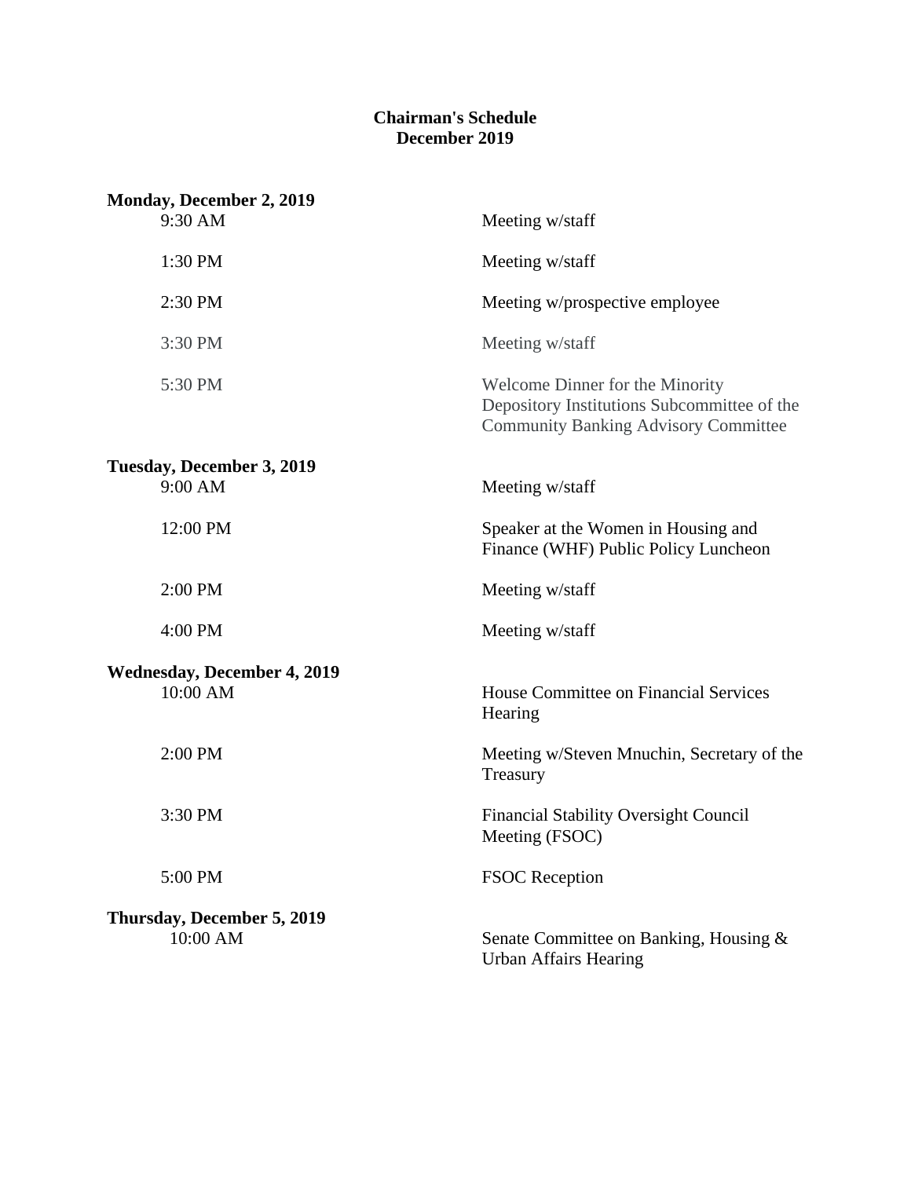# Chairman's Schedule
## December 2019

**Monday, December 2, 2019**

| | |
|---|---|
| 9:30 AM | Meeting w/staff |
| 1:30 PM | Meeting w/staff |
| 2:30 PM | Meeting w/prospective employee |
| 3:30 PM | Meeting w/staff |
| 5:30 PM | Welcome Dinner for the Minority Depository Institutions Subcommittee of the Community Banking Advisory Committee |

**Tuesday, December 3, 2019**

| | |
|---|---|
| 9:00 AM | Meeting w/staff |
| 12:00 PM | Speaker at the Women in Housing and Finance (WHF) Public Policy Luncheon |
| 2:00 PM | Meeting w/staff |
| 4:00 PM | Meeting w/staff |

**Wednesday, December 4, 2019**

| | |
|---|---|
| 10:00 AM | House Committee on Financial Services Hearing |
| 2:00 PM | Meeting w/Steven Mnuchin, Secretary of the Treasury |
| 3:30 PM | Financial Stability Oversight Council Meeting (FSOC) |
| 5:00 PM | FSOC Reception |

**Thursday, December 5, 2019**

| | |
|---|---|
| 10:00 AM | Senate Committee on Banking, Housing & Urban Affairs Hearing |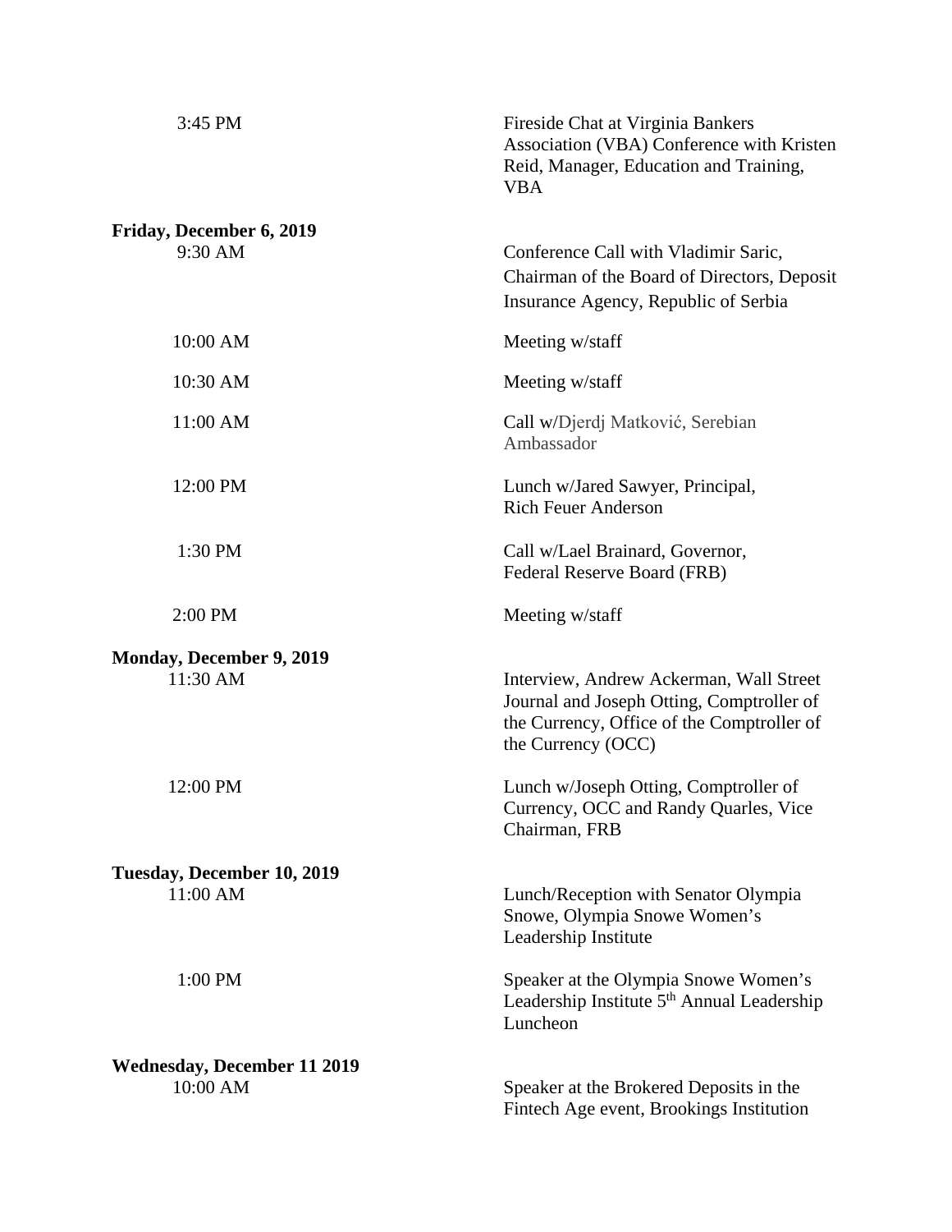| | |
|---|---|
| 3:45 PM | Fireside Chat at Virginia Bankers Association (VBA) Conference with Kristen Reid, Manager, Education and Training, VBA |
| **Friday, December 6, 2019** | |
| 9:30 AM | Conference Call with Vladimir Saric, Chairman of the Board of Directors, Deposit Insurance Agency, Republic of Serbia |
| 10:00 AM | Meeting w/staff |
| 10:30 AM | Meeting w/staff |
| 11:00 AM | Call w/Djerdj Matković, Serebian Ambassador |
| 12:00 PM | Lunch w/Jared Sawyer, Principal, Rich Feuer Anderson |
| 1:30 PM | Call w/Lael Brainard, Governor, Federal Reserve Board (FRB) |
| 2:00 PM | Meeting w/staff |
| **Monday, December 9, 2019** | |
| 11:30 AM | Interview, Andrew Ackerman, Wall Street Journal and Joseph Otting, Comptroller of the Currency, Office of the Comptroller of the Currency (OCC) |
| 12:00 PM | Lunch w/Joseph Otting, Comptroller of Currency, OCC and Randy Quarles, Vice Chairman, FRB |
| **Tuesday, December 10, 2019** | |
| 11:00 AM | Lunch/Reception with Senator Olympia Snowe, Olympia Snowe Women's Leadership Institute |
| 1:00 PM | Speaker at the Olympia Snowe Women's Leadership Institute 5th Annual Leadership Luncheon |
| **Wednesday, December 11 2019** | |
| 10:00 AM | Speaker at the Brokered Deposits in the Fintech Age event, Brookings Institution |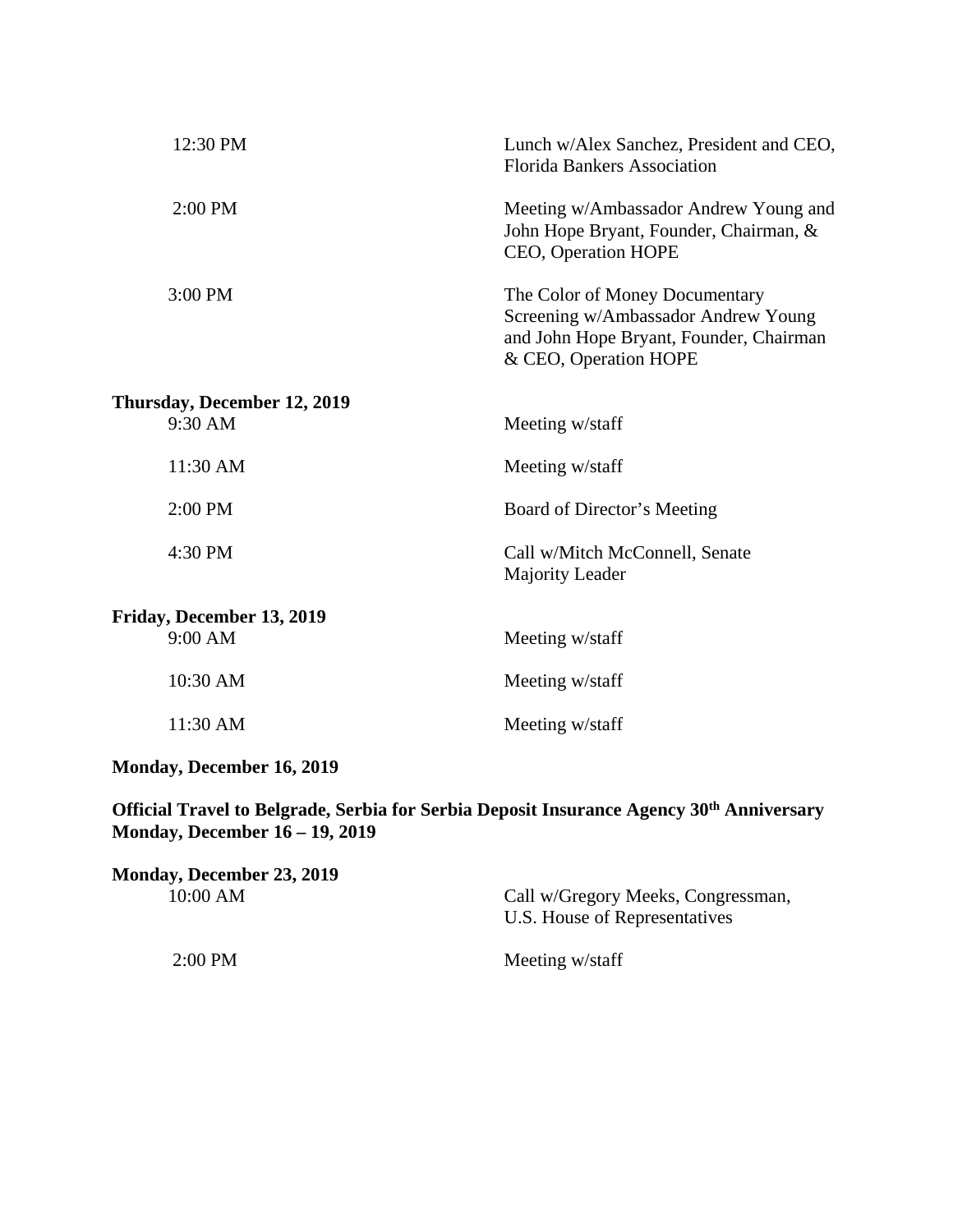| | |
|---|---|
| 12:30 PM | Lunch w/Alex Sanchez, President and CEO, Florida Bankers Association |
| 2:00 PM | Meeting w/Ambassador Andrew Young and John Hope Bryant, Founder, Chairman, & CEO, Operation HOPE |
| 3:00 PM | The Color of Money Documentary Screening w/Ambassador Andrew Young and John Hope Bryant, Founder, Chairman & CEO, Operation HOPE |

**Thursday, December 12, 2019**

| | |
|---|---|
| 9:30 AM | Meeting w/staff |
| 11:30 AM | Meeting w/staff |
| 2:00 PM | Board of Director's Meeting |
| 4:30 PM | Call w/Mitch McConnell, Senate Majority Leader |

**Friday, December 13, 2019**

| | |
|---|---|
| 9:00 AM | Meeting w/staff |
| 10:30 AM | Meeting w/staff |
| 11:30 AM | Meeting w/staff |

**Monday, December 16, 2019**

**Official Travel to Belgrade, Serbia for Serbia Deposit Insurance Agency 30th Anniversary Monday, December 16 – 19, 2019**

**Monday, December 23, 2019**

| | |
|---|---|
| 10:00 AM | Call w/Gregory Meeks, Congressman, U.S. House of Representatives |
| 2:00 PM | Meeting w/staff |